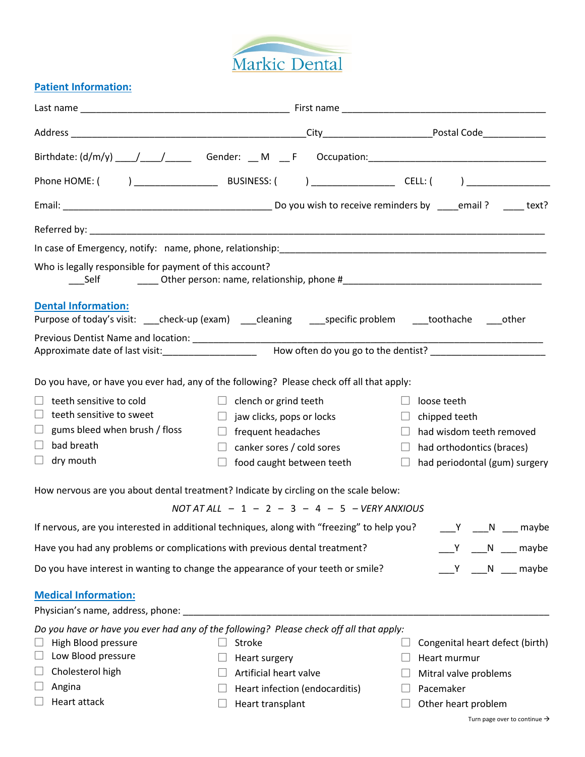# Markic Dental

## Patient Information:

Last name ________________________________________ First name ________________________________________

Address ____________________________________________City____________________Postal Code____________

Birthdate: (d/m/y) ____/____/_____ Gender: __ M __ F Occupation:__________________________________

Phone HOME: ( ) ________________ BUSINESS: ( ) ________________ CELL: ( ) ________________

Email: ________________________________________ Do you wish to receive reminders by ____email ? ____ text?

Referred by: ______________________________________________________________________________________

In case of Emergency, notify: name, phone, relationship:____________________________________________________

Who is legally responsible for payment of this account?
___Self ____ Other person: name, relationship, phone #______________________________________

## Dental Information:

Purpose of today's visit: ___check-up (exam) ___cleaning ___specific problem ___toothache ___other

Previous Dentist Name and location: ______________________________________________________________
Approximate date of last visit:__________________ How often do you go to the dentist? ______________________

Do you have, or have you ever had, any of the following? Please check off all that apply:

- ☐ teeth sensitive to cold
- ☐ teeth sensitive to sweet
- ☐ gums bleed when brush / floss
- ☐ bad breath
- ☐ dry mouth
- ☐ clench or grind teeth
- ☐ jaw clicks, pops or locks
- ☐ frequent headaches
- ☐ canker sores / cold sores
- ☐ food caught between teeth
- ☐ loose teeth
- ☐ chipped teeth
- ☐ had wisdom teeth removed
- ☐ had orthodontics (braces)
- ☐ had periodontal (gum) surgery

How nervous are you about dental treatment? Indicate by circling on the scale below:

*NOT AT ALL* – 1 – 2 – 3 – 4 – 5 – *VERY ANXIOUS*

If nervous, are you interested in additional techniques, along with "freezing" to help you? ___Y ___N ___ maybe

Have you had any problems or complications with previous dental treatment? ___Y ___N ___ maybe

Do you have interest in wanting to change the appearance of your teeth or smile? ___Y ___N ___ maybe

## Medical Information:

Physician's name, address, phone: ____________________________________________________________________

*Do you have or have you ever had any of the following? Please check off all that apply:*

- ☐ High Blood pressure
- ☐ Low Blood pressure
- ☐ Cholesterol high
- ☐ Angina
- ☐ Heart attack
- ☐ Stroke
- ☐ Heart surgery
- ☐ Artificial heart valve
- ☐ Heart infection (endocarditis)
- ☐ Heart transplant
- ☐ Congenital heart defect (birth)
- ☐ Heart murmur
- ☐ Mitral valve problems
- ☐ Pacemaker
- ☐ Other heart problem

Turn page over to continue →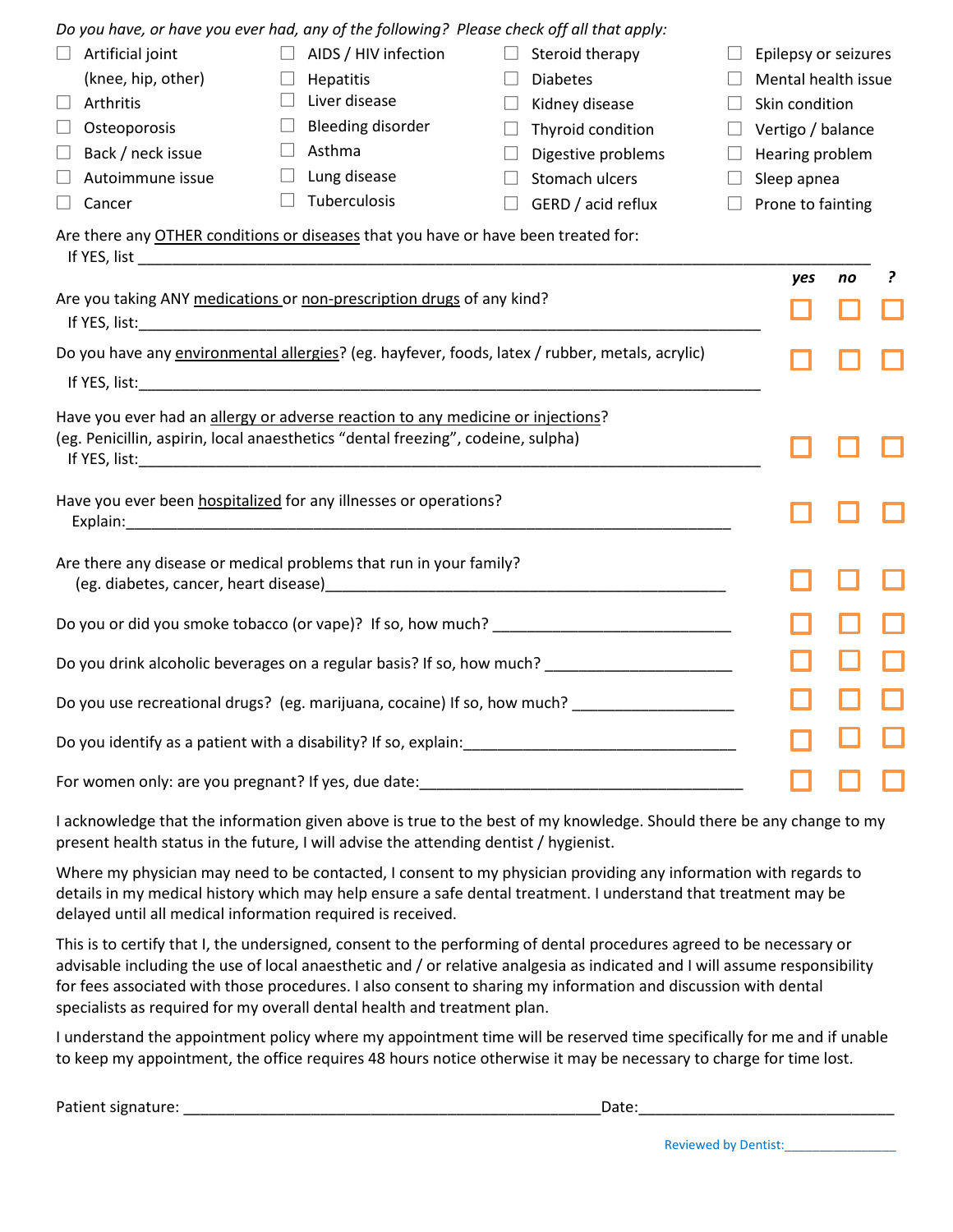*Do you have, or have you ever had, any of the following? Please check off all that apply:*

| | | | |
|---|---|---|---|
| ☐ Artificial joint (knee, hip, other) | ☐ AIDS / HIV infection | ☐ Steroid therapy | ☐ Epilepsy or seizures |
| ☐ Arthritis | ☐ Hepatitis | ☐ Diabetes | ☐ Mental health issue |
| ☐ Osteoporosis | ☐ Liver disease | ☐ Kidney disease | ☐ Skin condition |
| ☐ Back / neck issue | ☐ Bleeding disorder | ☐ Thyroid condition | ☐ Vertigo / balance |
| ☐ Autoimmune issue | ☐ Asthma | ☐ Digestive problems | ☐ Hearing problem |
| ☐ Cancer | ☐ Lung disease | ☐ Stomach ulcers | ☐ Sleep apnea |
| | ☐ Tuberculosis | ☐ GERD / acid reflux | ☐ Prone to fainting |

Are there any OTHER conditions or diseases that you have or have been treated for:
If YES, list ____________________________________________________________________________

| | *yes* | *no* | *?* |
|---|---|---|---|
| Are you taking ANY medications or non-prescription drugs of any kind? If YES, list:_______________________________________________ | ☐ | ☐ | ☐ |
| Do you have any environmental allergies? (eg. hayfever, foods, latex / rubber, metals, acrylic) If YES, list:_______________________________________________ | ☐ | ☐ | ☐ |
| Have you ever had an allergy or adverse reaction to any medicine or injections? (eg. Penicillin, aspirin, local anaesthetics "dental freezing", codeine, sulpha) If YES, list:_______________________________________________ | ☐ | ☐ | ☐ |
| Have you ever been hospitalized for any illnesses or operations? Explain:_______________________________________________ | ☐ | ☐ | ☐ |
| Are there any disease or medical problems that run in your family? (eg. diabetes, cancer, heart disease)_______________________________ | ☐ | ☐ | ☐ |
| Do you or did you smoke tobacco (or vape)? If so, how much? _________________ | ☐ | ☐ | ☐ |
| Do you drink alcoholic beverages on a regular basis? If so, how much? _____________ | ☐ | ☐ | ☐ |
| Do you use recreational drugs? (eg. marijuana, cocaine) If so, how much? ___________ | ☐ | ☐ | ☐ |
| Do you identify as a patient with a disability? If so, explain:____________________ | ☐ | ☐ | ☐ |
| For women only: are you pregnant? If yes, due date:__________________________ | ☐ | ☐ | ☐ |

I acknowledge that the information given above is true to the best of my knowledge. Should there be any change to my present health status in the future, I will advise the attending dentist / hygienist.

Where my physician may need to be contacted, I consent to my physician providing any information with regards to details in my medical history which may help ensure a safe dental treatment. I understand that treatment may be delayed until all medical information required is received.

This is to certify that I, the undersigned, consent to the performing of dental procedures agreed to be necessary or advisable including the use of local anaesthetic and / or relative analgesia as indicated and I will assume responsibility for fees associated with those procedures. I also consent to sharing my information and discussion with dental specialists as required for my overall dental health and treatment plan.

I understand the appointment policy where my appointment time will be reserved time specifically for me and if unable to keep my appointment, the office requires 48 hours notice otherwise it may be necessary to charge for time lost.

Patient signature: ____________________________________________Date:___________________________

Reviewed by Dentist:_______________